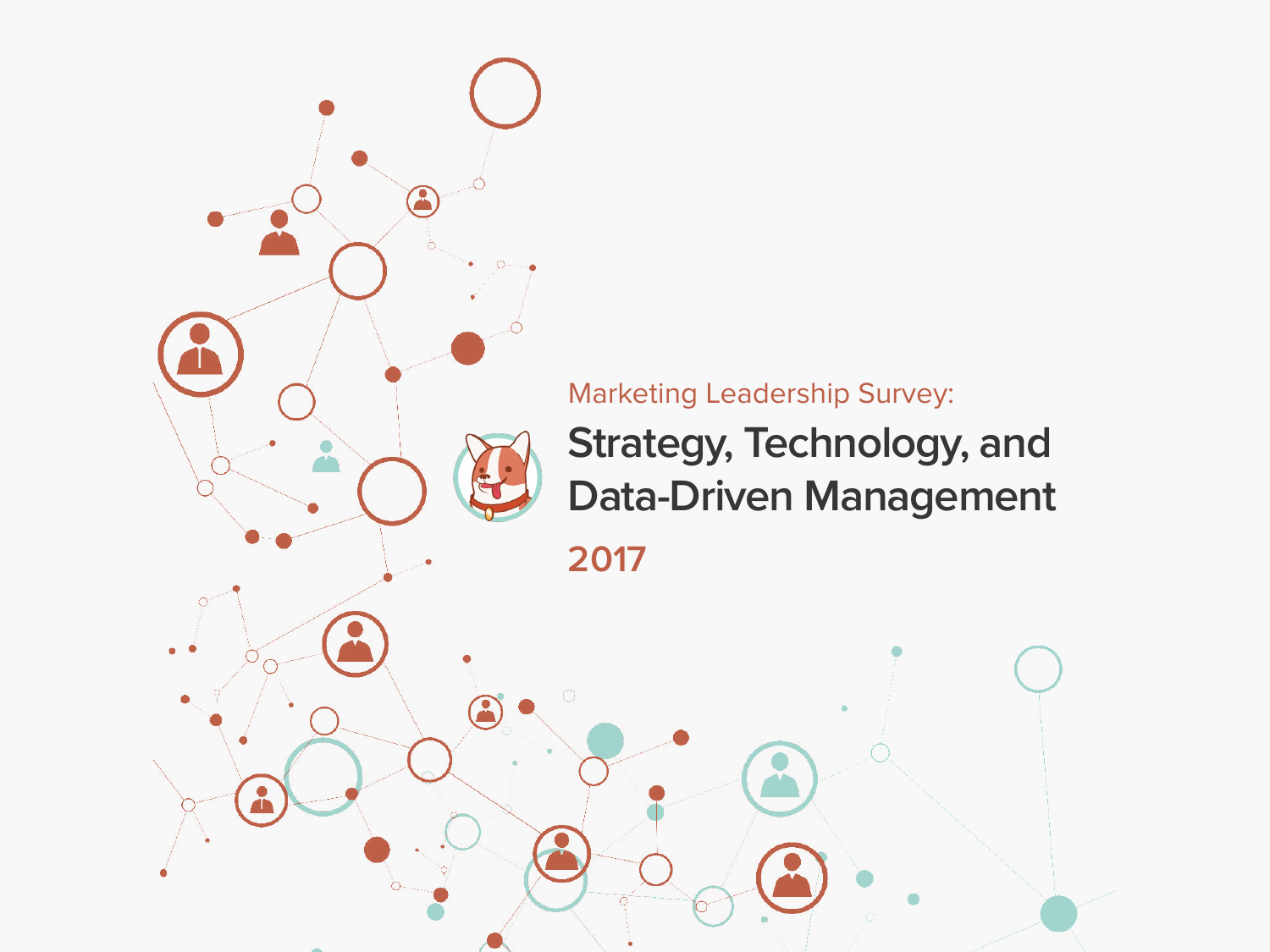Marketing Leadership Survey:

# Strategy, Technology, and Data-Driven Management

## 2017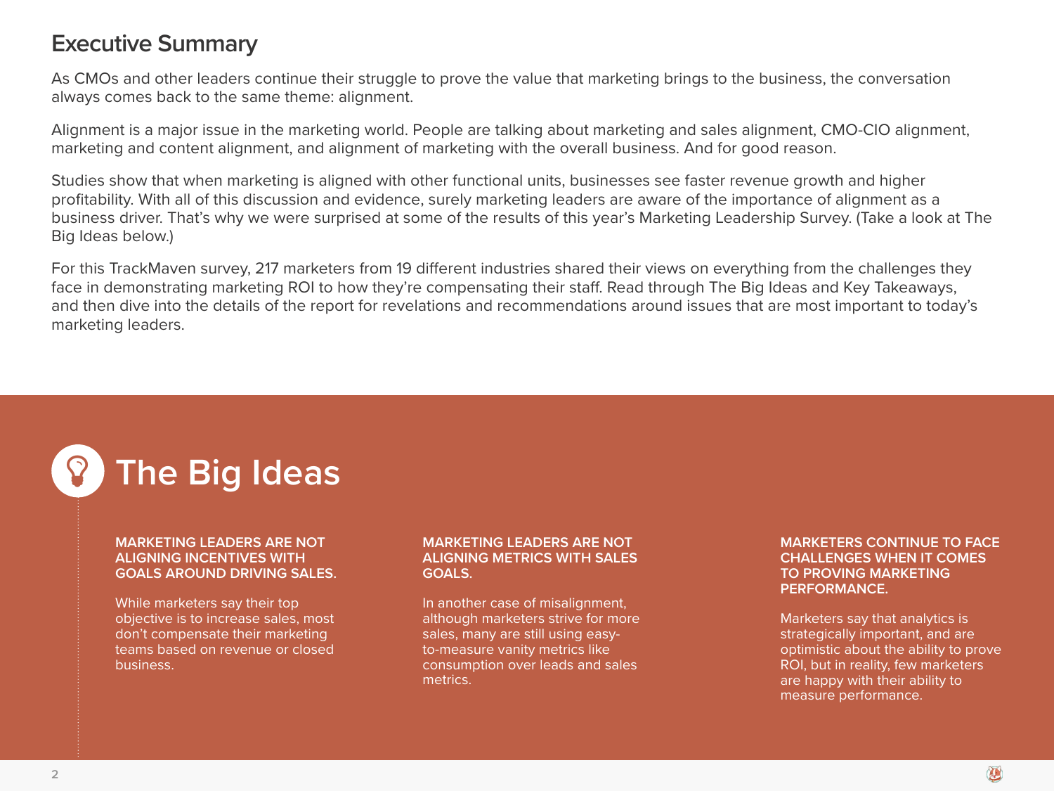## Executive Summary

As CMOs and other leaders continue their struggle to prove the value that marketing brings to the business, the conversation always comes back to the same theme: alignment.

Alignment is a major issue in the marketing world. People are talking about marketing and sales alignment, CMO-CIO alignment, marketing and content alignment, and alignment of marketing with the overall business. And for good reason.

Studies show that when marketing is aligned with other functional units, businesses see faster revenue growth and higher profitability. With all of this discussion and evidence, surely marketing leaders are aware of the importance of alignment as a business driver. That's why we were surprised at some of the results of this year's Marketing Leadership Survey. (Take a look at The Big Ideas below.)

For this TrackMaven survey, 217 marketers from 19 different industries shared their views on everything from the challenges they face in demonstrating marketing ROI to how they're compensating their staff. Read through The Big Ideas and Key Takeaways, and then dive into the details of the report for revelations and recommendations around issues that are most important to today's marketing leaders.

# The Big Ideas

**MARKETING LEADERS ARE NOT ALIGNING INCENTIVES WITH GOALS AROUND DRIVING SALES.**

While marketers say their top objective is to increase sales, most don't compensate their marketing teams based on revenue or closed business.

**MARKETING LEADERS ARE NOT ALIGNING METRICS WITH SALES GOALS.**

In another case of misalignment, although marketers strive for more sales, many are still using easy-to-measure vanity metrics like consumption over leads and sales metrics.

**MARKETERS CONTINUE TO FACE CHALLENGES WHEN IT COMES TO PROVING MARKETING PERFORMANCE.**

Marketers say that analytics is strategically important, and are optimistic about the ability to prove ROI, but in reality, few marketers are happy with their ability to measure performance.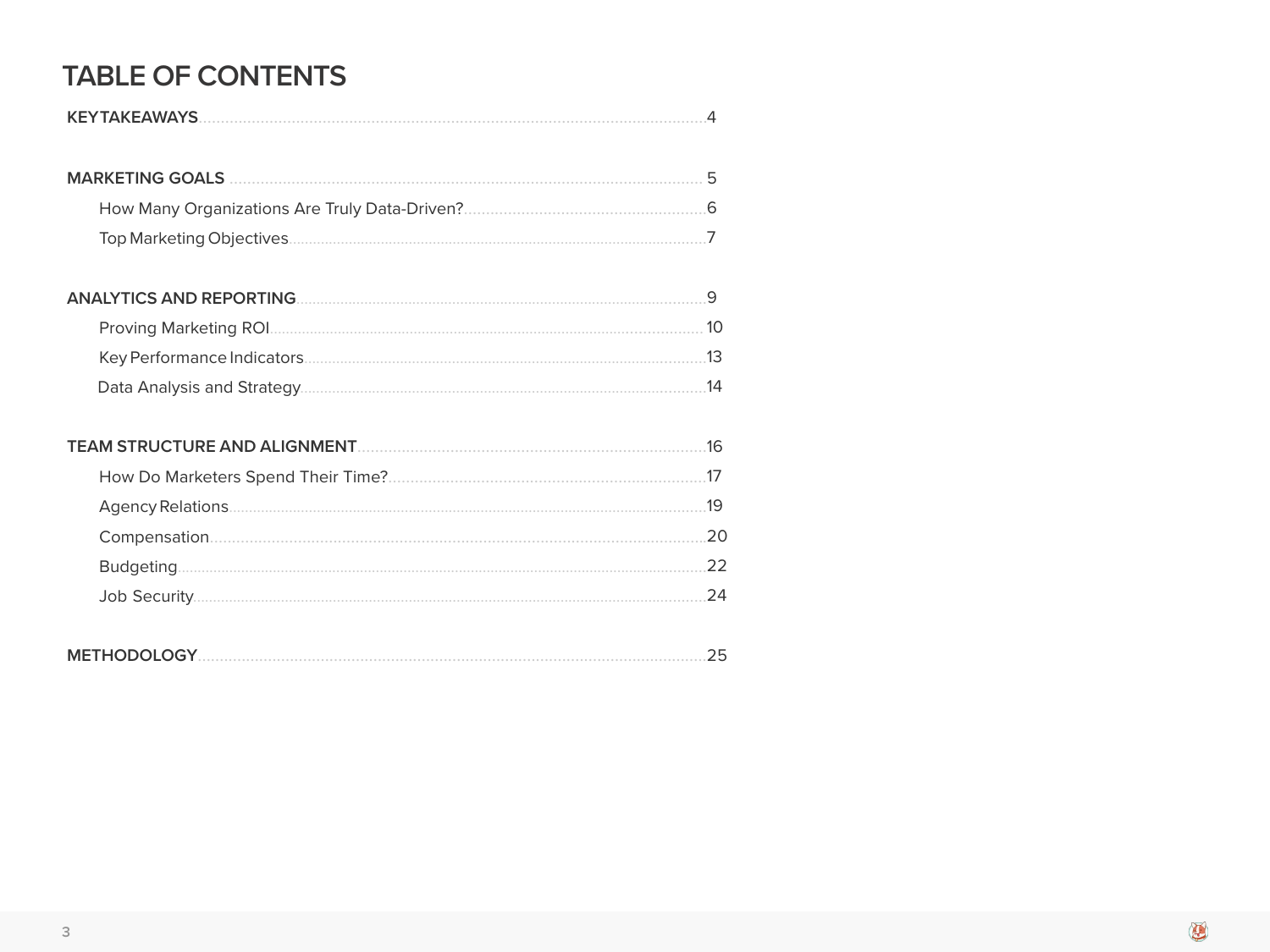# TABLE OF CONTENTS

**KEY TAKEAWAYS** .......... 4

**MARKETING GOALS** .......... 5

- How Many Organizations Are Truly Data-Driven? .......... 6
- Top Marketing Objectives .......... 7

**ANALYTICS AND REPORTING** .......... 9

- Proving Marketing ROI .......... 10
- Key Performance Indicators .......... 13
- Data Analysis and Strategy .......... 14

**TEAM STRUCTURE AND ALIGNMENT** .......... 16

- How Do Marketers Spend Their Time? .......... 17
- Agency Relations .......... 19
- Compensation .......... 20
- Budgeting .......... 22
- Job Security .......... 24

**METHODOLOGY** .......... 25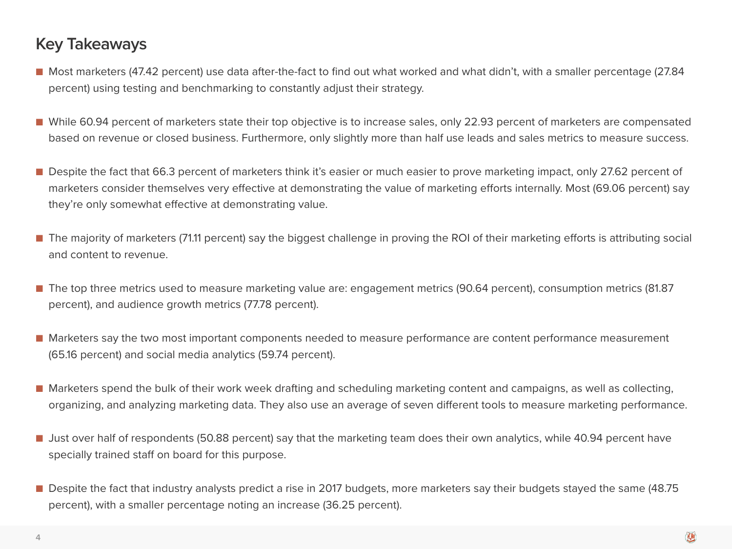## Key Takeaways

- Most marketers (47.42 percent) use data after-the-fact to find out what worked and what didn't, with a smaller percentage (27.84 percent) using testing and benchmarking to constantly adjust their strategy.
- While 60.94 percent of marketers state their top objective is to increase sales, only 22.93 percent of marketers are compensated based on revenue or closed business. Furthermore, only slightly more than half use leads and sales metrics to measure success.
- Despite the fact that 66.3 percent of marketers think it's easier or much easier to prove marketing impact, only 27.62 percent of marketers consider themselves very effective at demonstrating the value of marketing efforts internally. Most (69.06 percent) say they're only somewhat effective at demonstrating value.
- The majority of marketers (71.11 percent) say the biggest challenge in proving the ROI of their marketing efforts is attributing social and content to revenue.
- The top three metrics used to measure marketing value are: engagement metrics (90.64 percent), consumption metrics (81.87 percent), and audience growth metrics (77.78 percent).
- Marketers say the two most important components needed to measure performance are content performance measurement (65.16 percent) and social media analytics (59.74 percent).
- Marketers spend the bulk of their work week drafting and scheduling marketing content and campaigns, as well as collecting, organizing, and analyzing marketing data. They also use an average of seven different tools to measure marketing performance.
- Just over half of respondents (50.88 percent) say that the marketing team does their own analytics, while 40.94 percent have specially trained staff on board for this purpose.
- Despite the fact that industry analysts predict a rise in 2017 budgets, more marketers say their budgets stayed the same (48.75 percent), with a smaller percentage noting an increase (36.25 percent).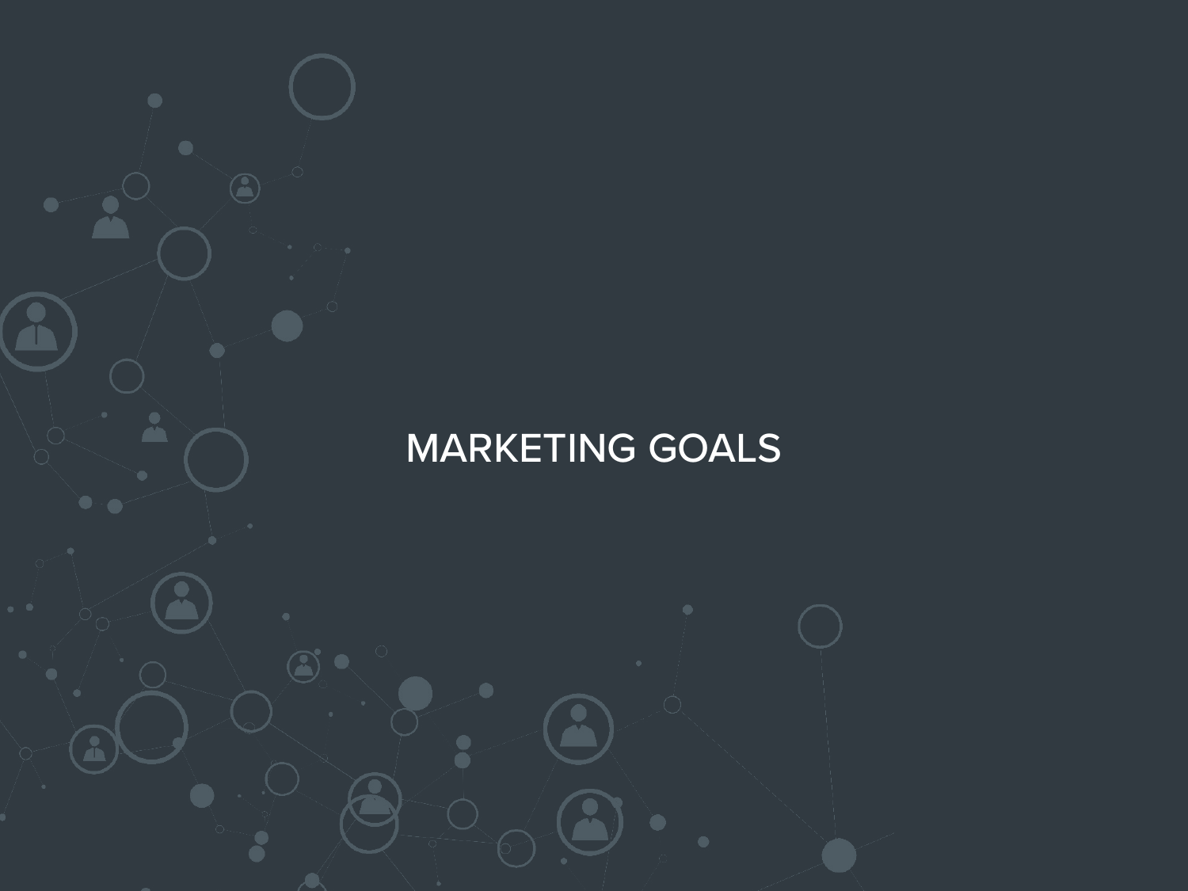# MARKETING GOALS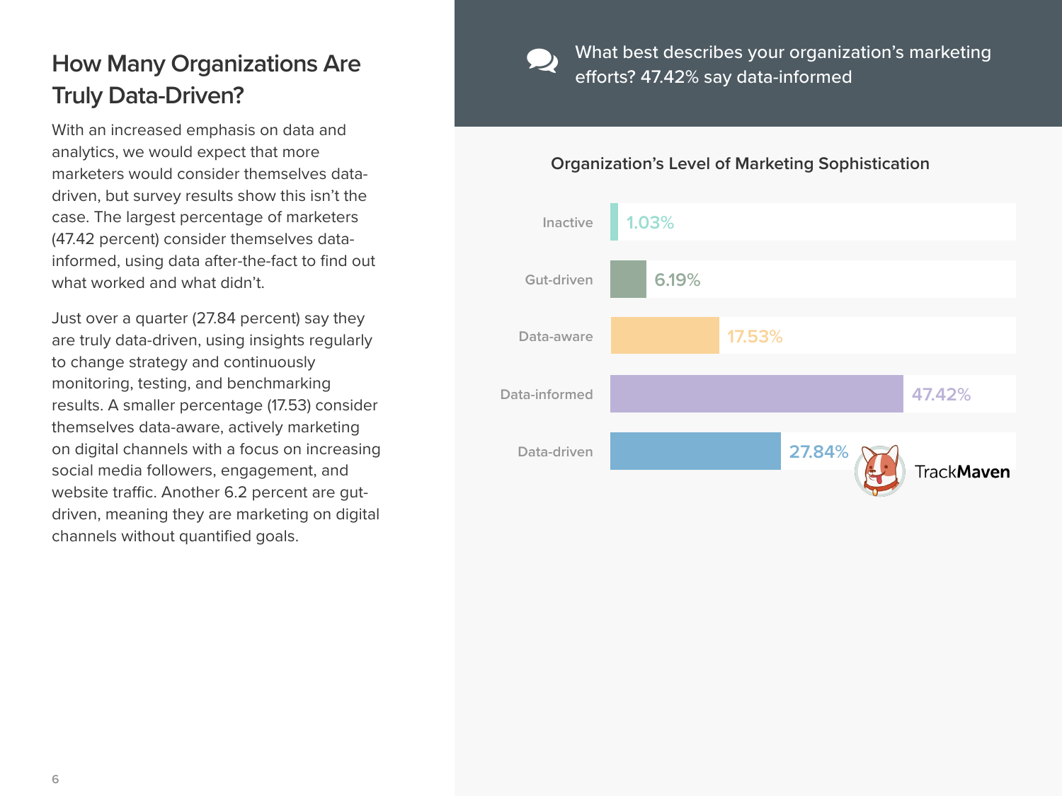## How Many Organizations Are Truly Data-Driven?

With an increased emphasis on data and analytics, we would expect that more marketers would consider themselves data-driven, but survey results show this isn't the case. The largest percentage of marketers (47.42 percent) consider themselves data-informed, using data after-the-fact to find out what worked and what didn't.

Just over a quarter (27.84 percent) say they are truly data-driven, using insights regularly to change strategy and continuously monitoring, testing, and benchmarking results. A smaller percentage (17.53) consider themselves data-aware, actively marketing on digital channels with a focus on increasing social media followers, engagement, and website traffic. Another 6.2 percent are gut-driven, meaning they are marketing on digital channels without quantified goals.

What best describes your organization's marketing efforts? 47.42% say data-informed

**Organization's Level of Marketing Sophistication**

| Level | Percentage |
|---|---|
| Inactive | 1.03% |
| Gut-driven | 6.19% |
| Data-aware | 17.53% |
| Data-informed | 47.42% |
| Data-driven | 27.84% |

TrackMaven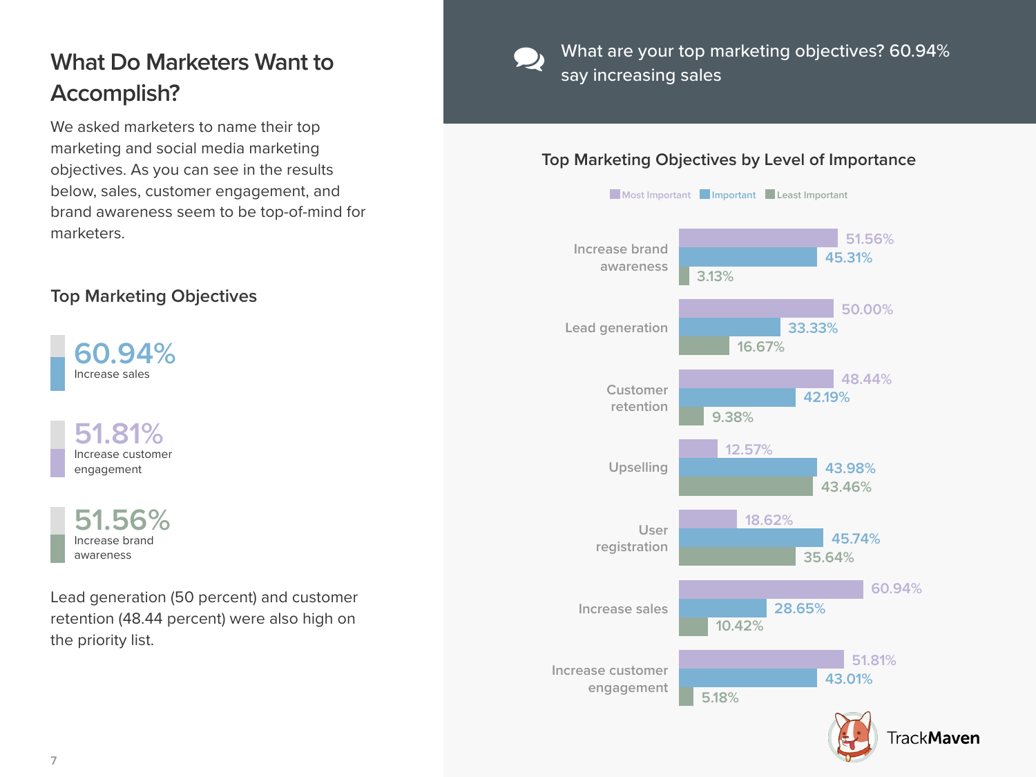# What Do Marketers Want to Accomplish?

We asked marketers to name their top marketing and social media marketing objectives. As you can see in the results below, sales, customer engagement, and brand awareness seem to be top-of-mind for marketers.

## Top Marketing Objectives

**60.94%**
Increase sales

**51.81%**
Increase customer engagement

**51.56%**
Increase brand awareness

Lead generation (50 percent) and customer retention (48.44 percent) were also high on the priority list.

> What are your top marketing objectives? 60.94% say increasing sales

## Top Marketing Objectives by Level of Importance

| Objective | Most Important | Important | Least Important |
|---|---|---|---|
| Increase brand awareness | 51.56% | 45.31% | 3.13% |
| Lead generation | 50.00% | 33.33% | 16.67% |
| Customer retention | 48.44% | 42.19% | 9.38% |
| Upselling | 12.57% | 43.98% | 43.46% |
| User registration | 18.62% | 45.74% | 35.64% |
| Increase sales | 60.94% | 28.65% | 10.42% |
| Increase customer engagement | 51.81% | 43.01% | 5.18% |

TrackMaven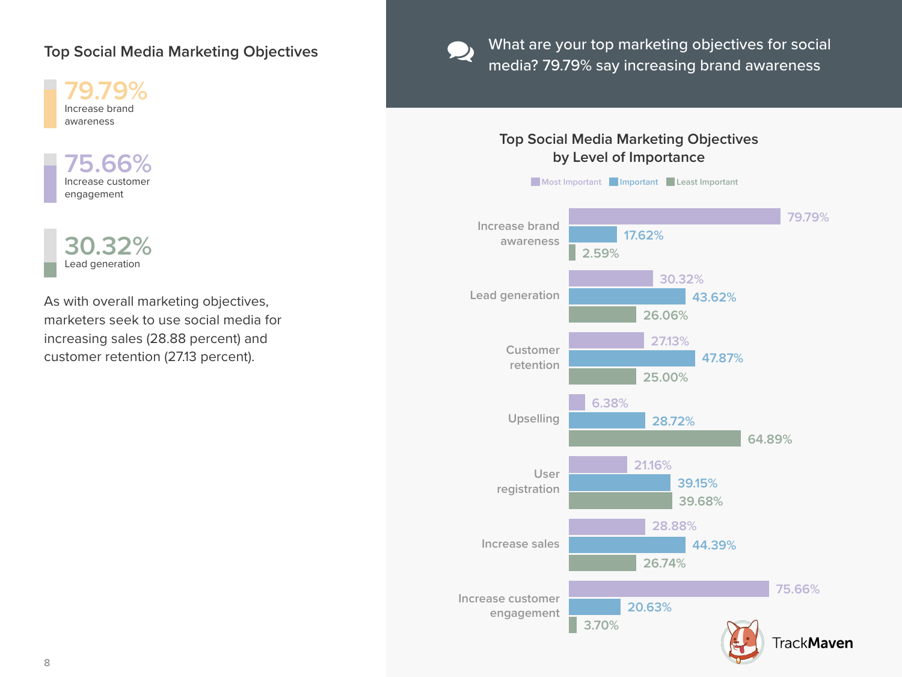## Top Social Media Marketing Objectives

**79.79%**
Increase brand awareness

**75.66%**
Increase customer engagement

**30.32%**
Lead generation

As with overall marketing objectives, marketers seek to use social media for increasing sales (28.88 percent) and customer retention (27.13 percent).

What are your top marketing objectives for social media? 79.79% say increasing brand awareness

### Top Social Media Marketing Objectives by Level of Importance

| Objective | Most Important | Important | Least Important |
| --- | --- | --- | --- |
| Increase brand awareness | 79.79% | 17.62% | 2.59% |
| Lead generation | 30.32% | 43.62% | 26.06% |
| Customer retention | 27.13% | 47.87% | 25.00% |
| Upselling | 6.38% | 28.72% | 64.89% |
| User registration | 21.16% | 39.15% | 39.68% |
| Increase sales | 28.88% | 44.39% | 26.74% |
| Increase customer engagement | 75.66% | 20.63% | 3.70% |

TrackMaven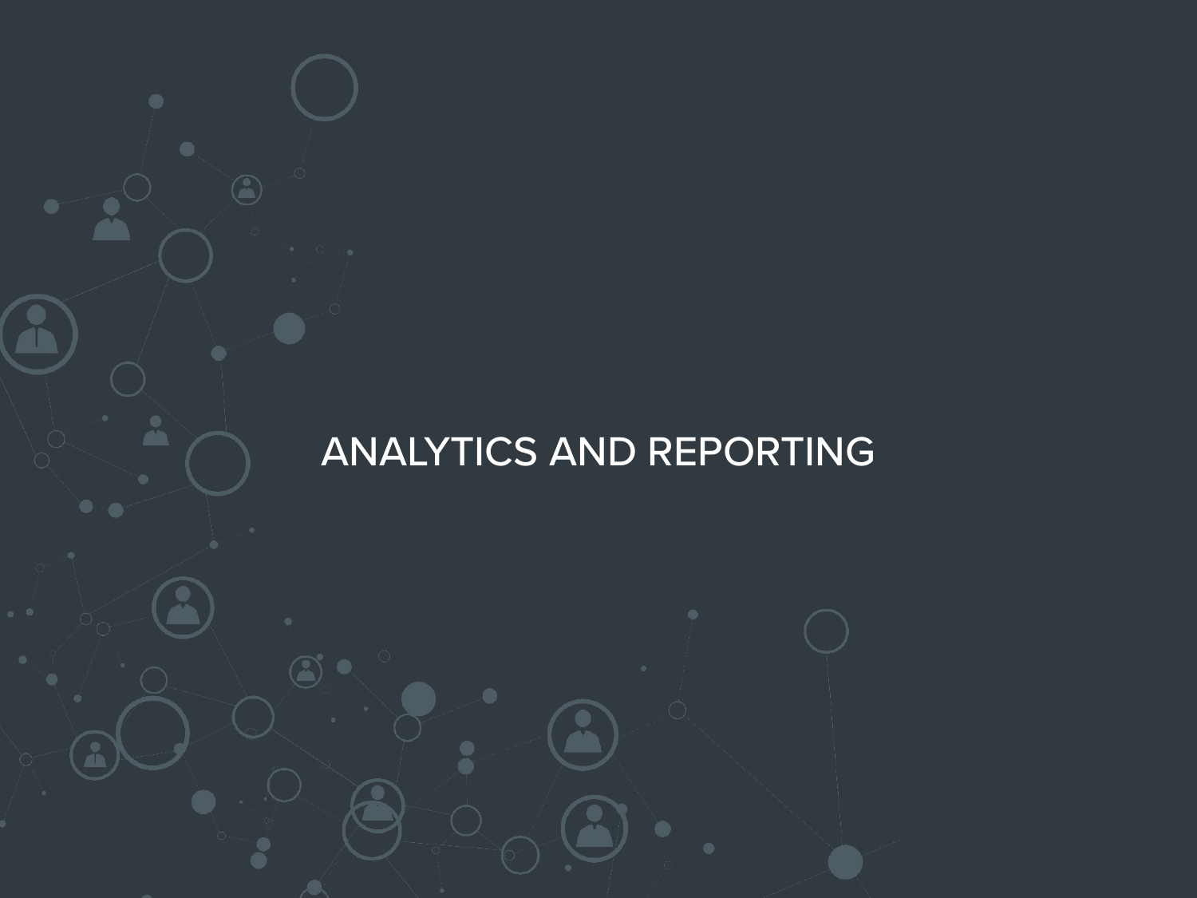# ANALYTICS AND REPORTING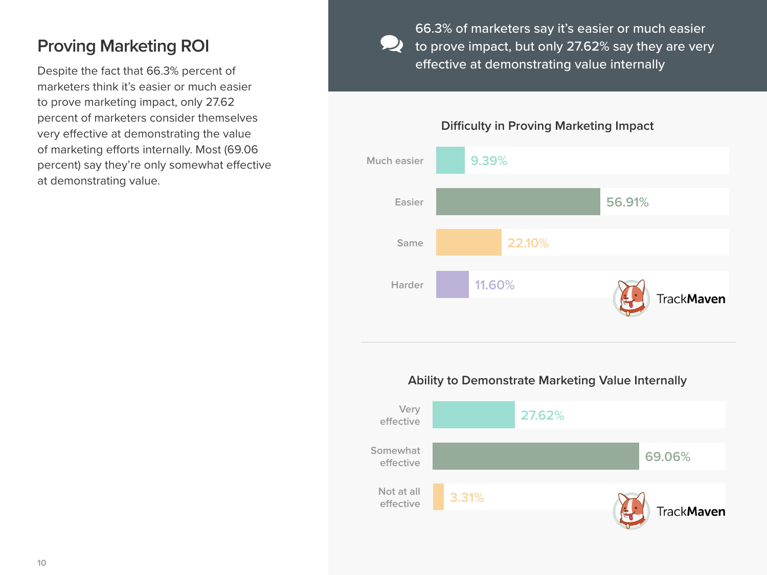## Proving Marketing ROI

Despite the fact that 66.3% percent of marketers think it's easier or much easier to prove marketing impact, only 27.62 percent of marketers consider themselves very effective at demonstrating the value of marketing efforts internally. Most (69.06 percent) say they're only somewhat effective at demonstrating value.

66.3% of marketers say it's easier or much easier to prove impact, but only 27.62% say they are very effective at demonstrating value internally

### Difficulty in Proving Marketing Impact

| Response | Percentage |
|---|---|
| Much easier | 9.39% |
| Easier | 56.91% |
| Same | 22.10% |
| Harder | 11.60% |

TrackMaven

### Ability to Demonstrate Marketing Value Internally

| Response | Percentage |
|---|---|
| Very effective | 27.62% |
| Somewhat effective | 69.06% |
| Not at all effective | 3.31% |

TrackMaven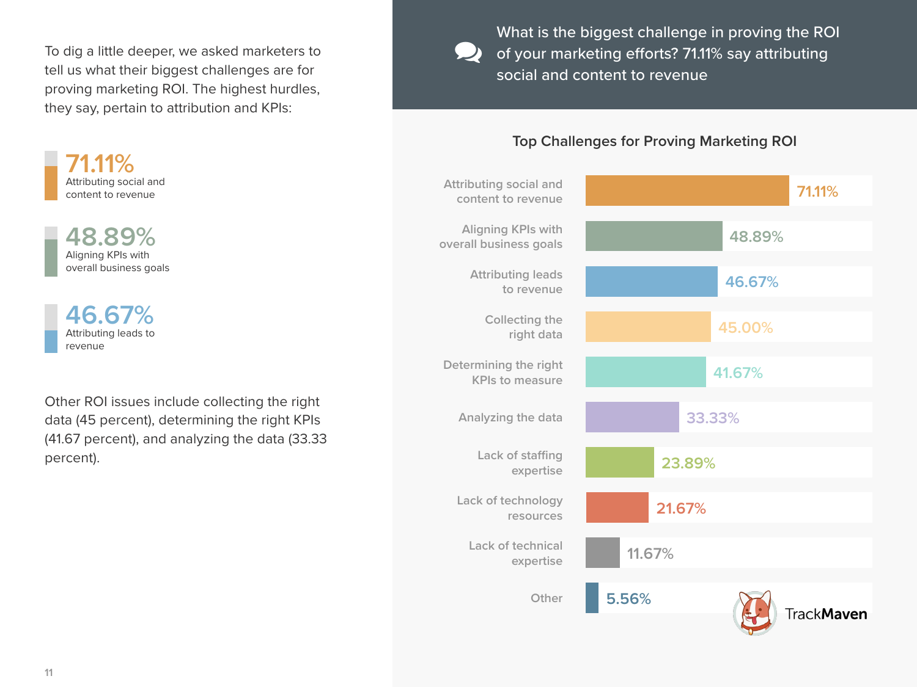To dig a little deeper, we asked marketers to tell us what their biggest challenges are for proving marketing ROI. The highest hurdles, they say, pertain to attribution and KPIs:

**71.11%**
Attributing social and content to revenue

**48.89%**
Aligning KPIs with overall business goals

**46.67%**
Attributing leads to revenue

Other ROI issues include collecting the right data (45 percent), determining the right KPIs (41.67 percent), and analyzing the data (33.33 percent).

What is the biggest challenge in proving the ROI of your marketing efforts? 71.11% say attributing social and content to revenue

**Top Challenges for Proving Marketing ROI**

| Challenge | Percentage |
| --- | --- |
| Attributing social and content to revenue | 71.11% |
| Aligning KPIs with overall business goals | 48.89% |
| Attributing leads to revenue | 46.67% |
| Collecting the right data | 45.00% |
| Determining the right KPIs to measure | 41.67% |
| Analyzing the data | 33.33% |
| Lack of staffing expertise | 23.89% |
| Lack of technology resources | 21.67% |
| Lack of technical expertise | 11.67% |
| Other | 5.56% |

TrackMaven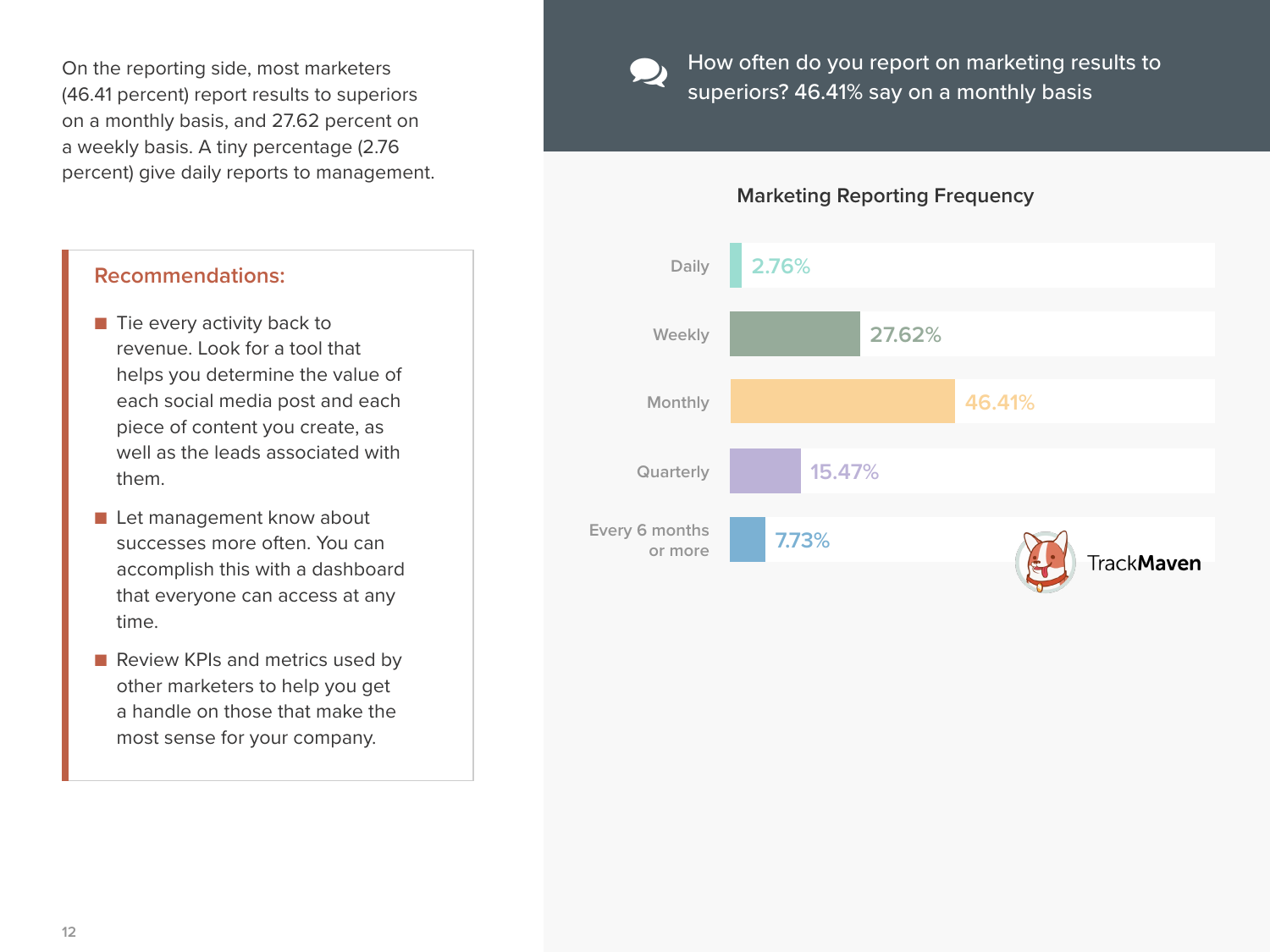On the reporting side, most marketers (46.41 percent) report results to superiors on a monthly basis, and 27.62 percent on a weekly basis. A tiny percentage (2.76 percent) give daily reports to management.

## Recommendations:

- Tie every activity back to revenue. Look for a tool that helps you determine the value of each social media post and each piece of content you create, as well as the leads associated with them.
- Let management know about successes more often. You can accomplish this with a dashboard that everyone can access at any time.
- Review KPIs and metrics used by other marketers to help you get a handle on those that make the most sense for your company.

How often do you report on marketing results to superiors? 46.41% say on a monthly basis

### Marketing Reporting Frequency

| Frequency | Percentage |
| --- | --- |
| Daily | 2.76% |
| Weekly | 27.62% |
| Monthly | 46.41% |
| Quarterly | 15.47% |
| Every 6 months or more | 7.73% |

TrackMaven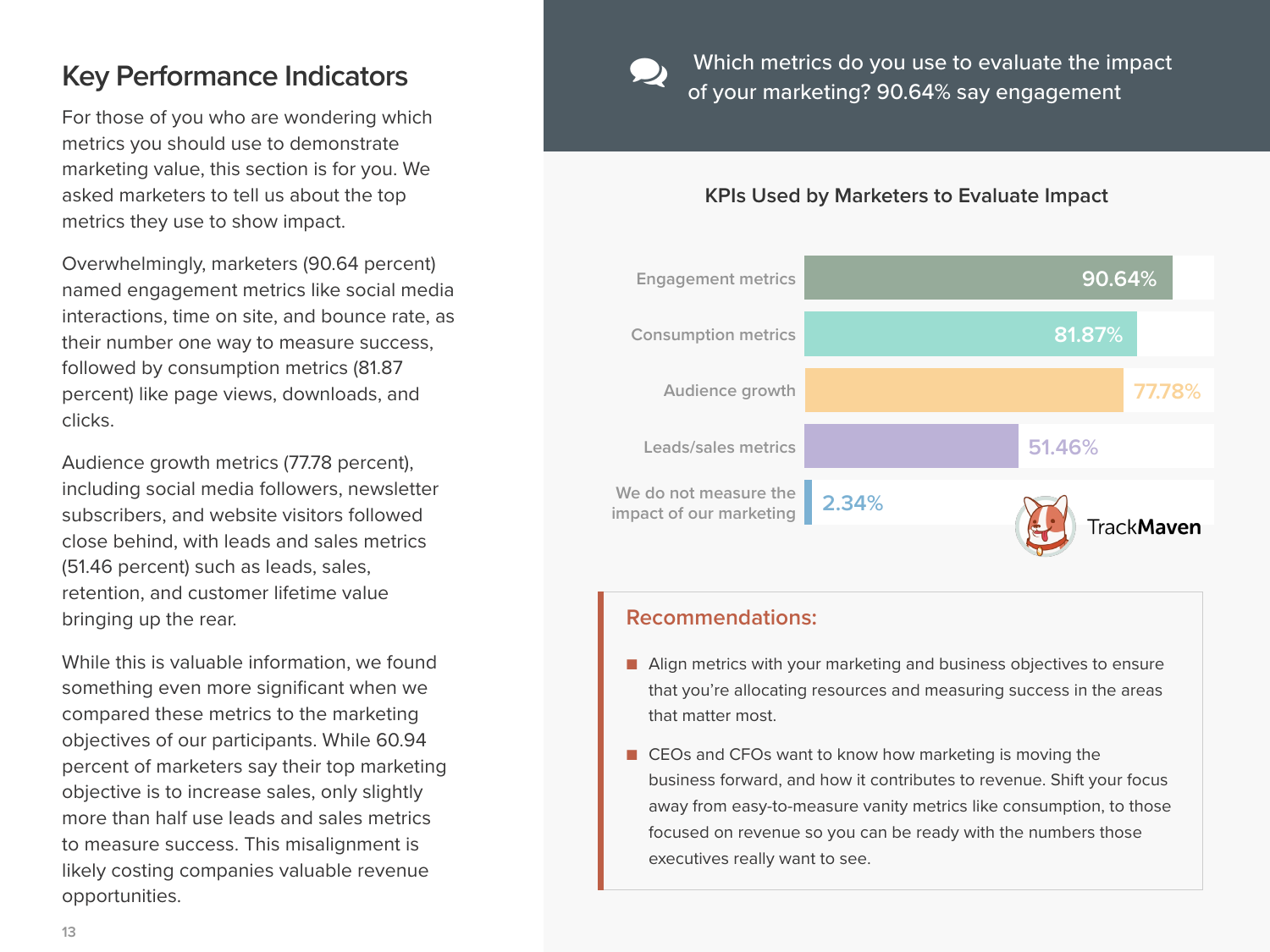## Key Performance Indicators

For those of you who are wondering which metrics you should use to demonstrate marketing value, this section is for you. We asked marketers to tell us about the top metrics they use to show impact.

Overwhelmingly, marketers (90.64 percent) named engagement metrics like social media interactions, time on site, and bounce rate, as their number one way to measure success, followed by consumption metrics (81.87 percent) like page views, downloads, and clicks.

Audience growth metrics (77.78 percent), including social media followers, newsletter subscribers, and website visitors followed close behind, with leads and sales metrics (51.46 percent) such as leads, sales, retention, and customer lifetime value bringing up the rear.

While this is valuable information, we found something even more significant when we compared these metrics to the marketing objectives of our participants. While 60.94 percent of marketers say their top marketing objective is to increase sales, only slightly more than half use leads and sales metrics to measure success. This misalignment is likely costing companies valuable revenue opportunities.

Which metrics do you use to evaluate the impact of your marketing? 90.64% say engagement

**KPIs Used by Marketers to Evaluate Impact**

| KPI | Percentage |
|---|---|
| Engagement metrics | 90.64% |
| Consumption metrics | 81.87% |
| Audience growth | 77.78% |
| Leads/sales metrics | 51.46% |
| We do not measure the impact of our marketing | 2.34% |

TrackMaven

### Recommendations:

- Align metrics with your marketing and business objectives to ensure that you're allocating resources and measuring success in the areas that matter most.
- CEOs and CFOs want to know how marketing is moving the business forward, and how it contributes to revenue. Shift your focus away from easy-to-measure vanity metrics like consumption, to those focused on revenue so you can be ready with the numbers those executives really want to see.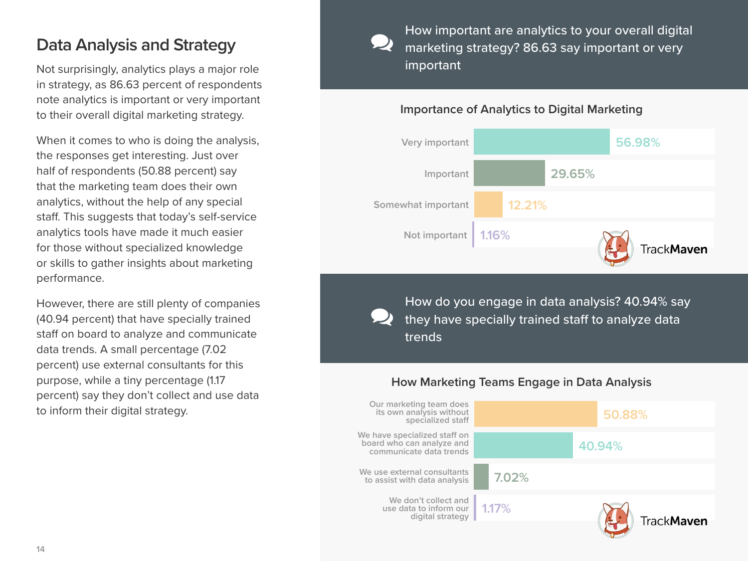## Data Analysis and Strategy

Not surprisingly, analytics plays a major role in strategy, as 86.63 percent of respondents note analytics is important or very important to their overall digital marketing strategy.

When it comes to who is doing the analysis, the responses get interesting. Just over half of respondents (50.88 percent) say that the marketing team does their own analytics, without the help of any special staff. This suggests that today's self-service analytics tools have made it much easier for those without specialized knowledge or skills to gather insights about marketing performance.

However, there are still plenty of companies (40.94 percent) that have specially trained staff on board to analyze and communicate data trends. A small percentage (7.02 percent) use external consultants for this purpose, while a tiny percentage (1.17 percent) say they don't collect and use data to inform their digital strategy.

How important are analytics to your overall digital marketing strategy? 86.63 say important or very important

**Importance of Analytics to Digital Marketing**

| Response | Percentage |
|---|---|
| Very important | 56.98% |
| Important | 29.65% |
| Somewhat important | 12.21% |
| Not important | 1.16% |

TrackMaven

How do you engage in data analysis? 40.94% say they have specially trained staff to analyze data trends

**How Marketing Teams Engage in Data Analysis**

| Response | Percentage |
|---|---|
| Our marketing team does its own analysis without specialized staff | 50.88% |
| We have specialized staff on board who can analyze and communicate data trends | 40.94% |
| We use external consultants to assist with data analysis | 7.02% |
| We don't collect and use data to inform our digital strategy | 1.17% |

TrackMaven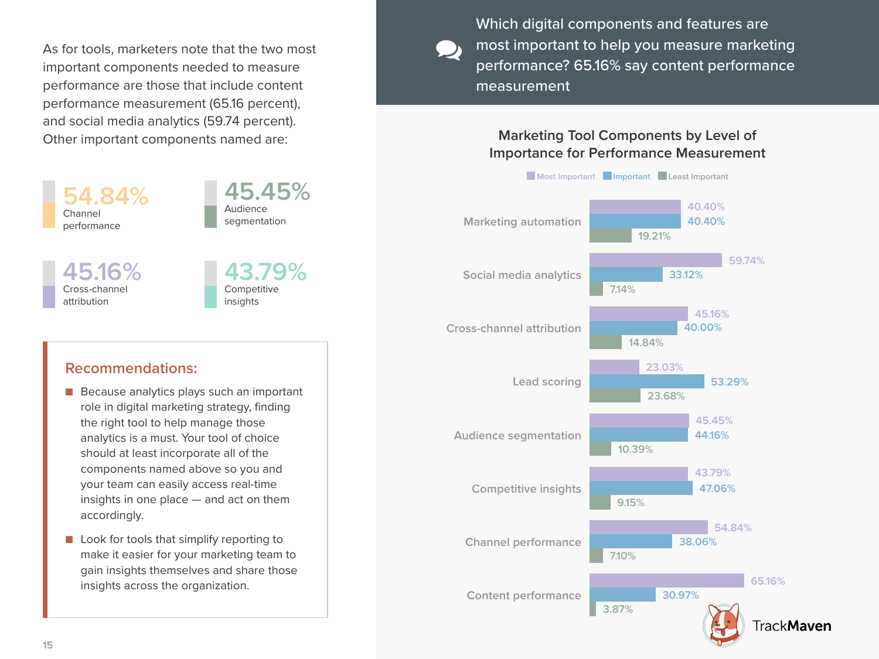As for tools, marketers note that the two most important components needed to measure performance are those that include content performance measurement (65.16 percent), and social media analytics (59.74 percent). Other important components named are:

**54.84%** Channel performance

**45.45%** Audience segmentation

**45.16%** Cross-channel attribution

**43.79%** Competitive insights

## Recommendations:

- Because analytics plays such an important role in digital marketing strategy, finding the right tool to help manage those analytics is a must. Your tool of choice should at least incorporate all of the components named above so you and your team can easily access real-time insights in one place — and act on them accordingly.
- Look for tools that simplify reporting to make it easier for your marketing team to gain insights themselves and share those insights across the organization.

Which digital components and features are most important to help you measure marketing performance? 65.16% say content performance measurement

### Marketing Tool Components by Level of Importance for Performance Measurement

| Component | Most Important | Important | Least Important |
|---|---|---|---|
| Marketing automation | 40.40% | 40.40% | 19.21% |
| Social media analytics | 59.74% | 33.12% | 7.14% |
| Cross-channel attribution | 45.16% | 40.00% | 14.84% |
| Lead scoring | 23.03% | 53.29% | 23.68% |
| Audience segmentation | 45.45% | 44.16% | 10.39% |
| Competitive insights | 43.79% | 47.06% | 9.15% |
| Channel performance | 54.84% | 38.06% | 7.10% |
| Content performance | 65.16% | 30.97% | 3.87% |

TrackMaven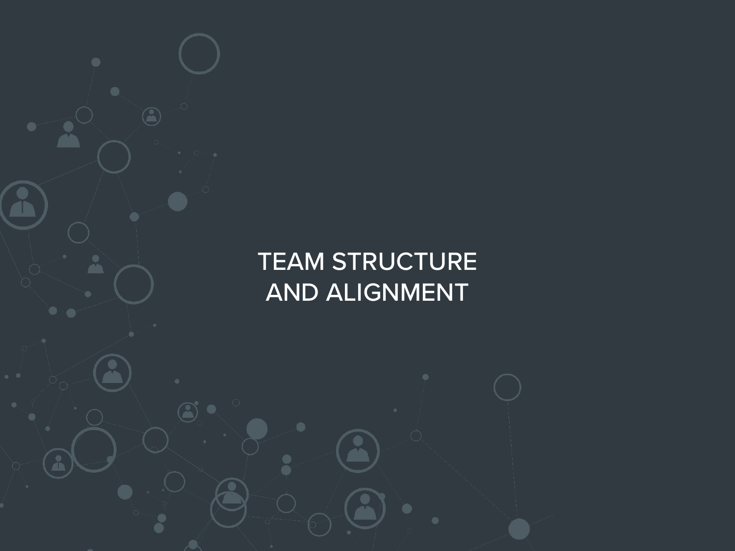# TEAM STRUCTURE AND ALIGNMENT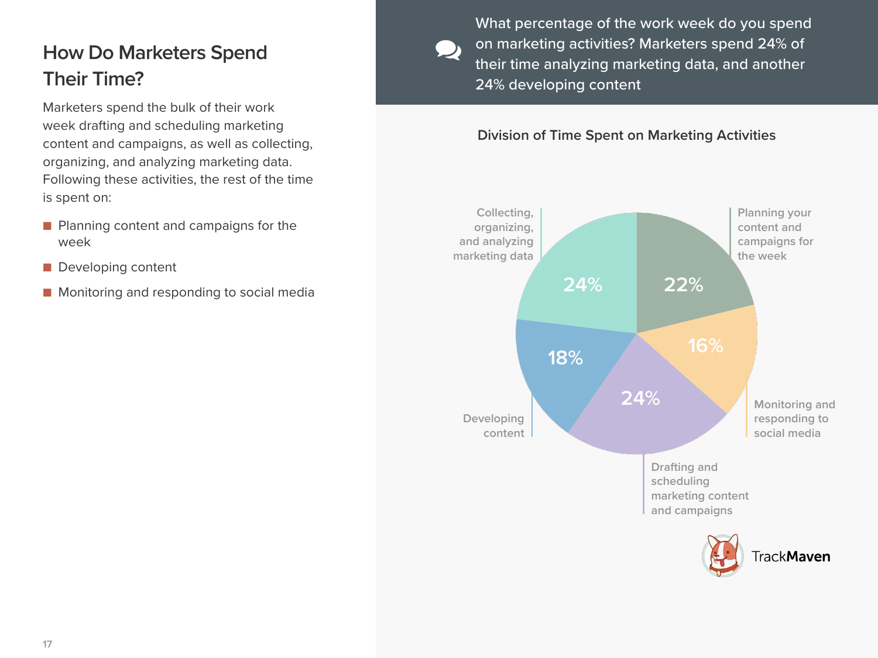## How Do Marketers Spend Their Time?

Marketers spend the bulk of their work week drafting and scheduling marketing content and campaigns, as well as collecting, organizing, and analyzing marketing data. Following these activities, the rest of the time is spent on:

- Planning content and campaigns for the week
- Developing content
- Monitoring and responding to social media

What percentage of the work week do you spend on marketing activities? Marketers spend 24% of their time analyzing marketing data, and another 24% developing content

**Division of Time Spent on Marketing Activities**

| Activity | Percentage |
|---|---|
| Planning your content and campaigns for the week | 22% |
| Monitoring and responding to social media | 16% |
| Drafting and scheduling marketing content and campaigns | 24% |
| Developing content | 18% |
| Collecting, organizing, and analyzing marketing data | 24% |

TrackMaven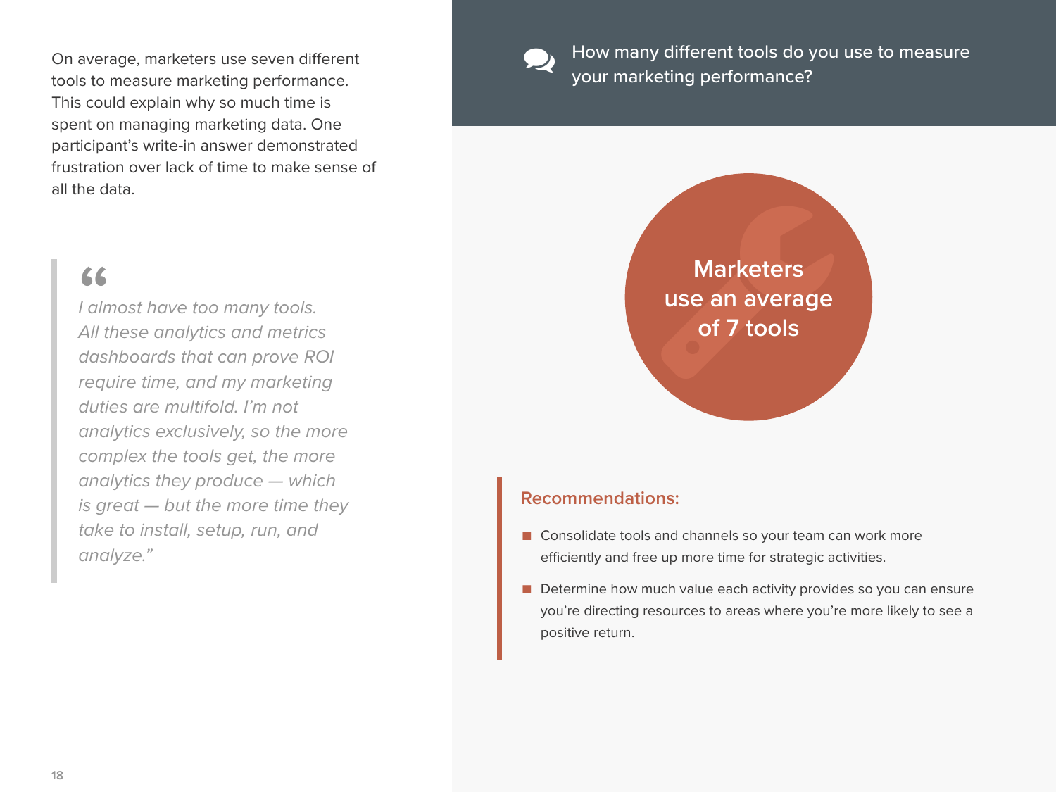On average, marketers use seven different tools to measure marketing performance. This could explain why so much time is spent on managing marketing data. One participant's write-in answer demonstrated frustration over lack of time to make sense of all the data.

> *I almost have too many tools. All these analytics and metrics dashboards that can prove ROI require time, and my marketing duties are multifold. I'm not analytics exclusively, so the more complex the tools get, the more analytics they produce — which is great — but the more time they take to install, setup, run, and analyze."*

### How many different tools do you use to measure your marketing performance?

**Marketers use an average of 7 tools**

**Recommendations:**

- Consolidate tools and channels so your team can work more efficiently and free up more time for strategic activities.
- Determine how much value each activity provides so you can ensure you're directing resources to areas where you're more likely to see a positive return.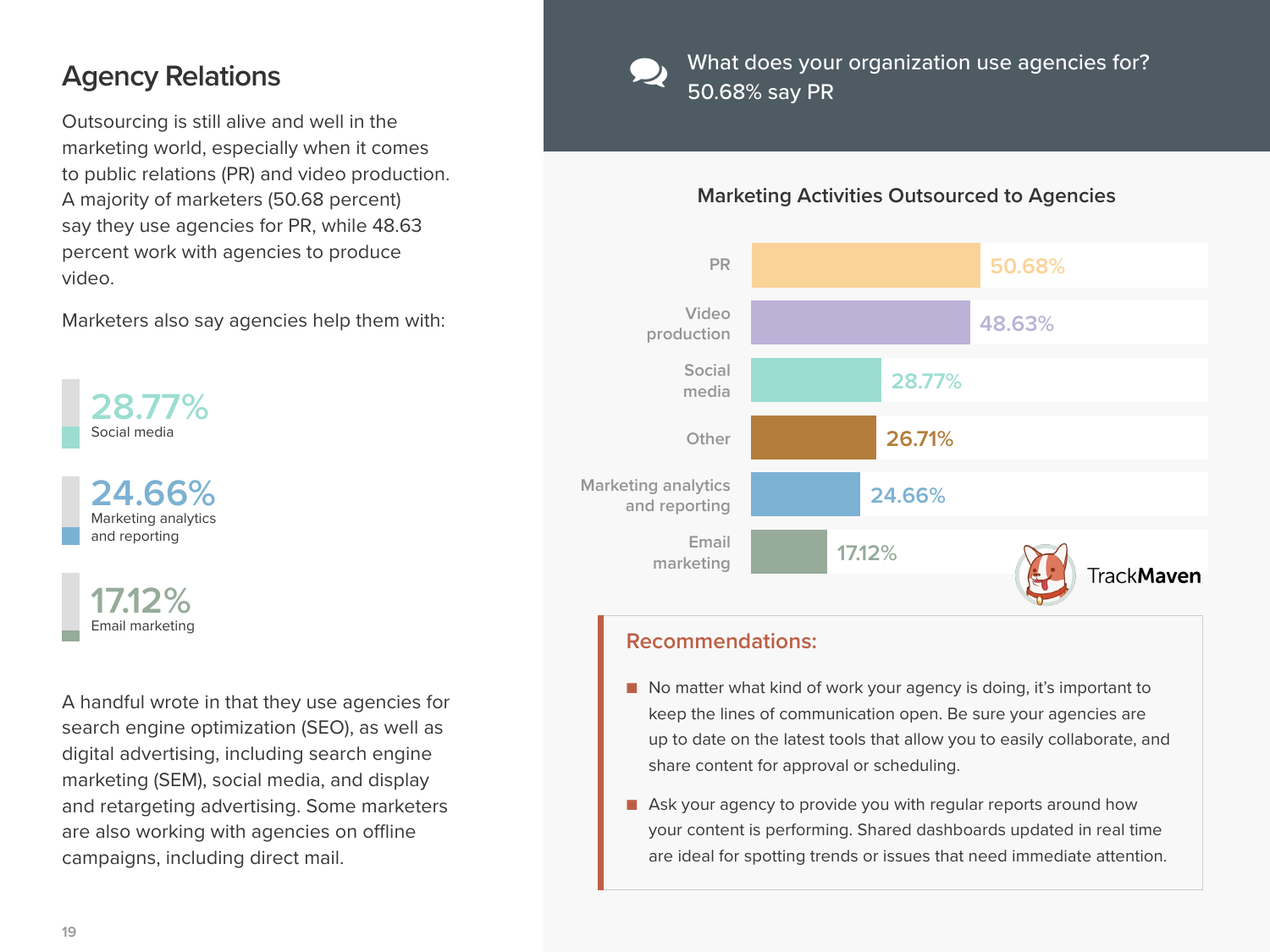## Agency Relations

Outsourcing is still alive and well in the marketing world, especially when it comes to public relations (PR) and video production. A majority of marketers (50.68 percent) say they use agencies for PR, while 48.63 percent work with agencies to produce video.

Marketers also say agencies help them with:

**28.77%**
Social media

**24.66%**
Marketing analytics and reporting

**17.12%**
Email marketing

A handful wrote in that they use agencies for search engine optimization (SEO), as well as digital advertising, including search engine marketing (SEM), social media, and display and retargeting advertising. Some marketers are also working with agencies on offline campaigns, including direct mail.

What does your organization use agencies for?
50.68% say PR

**Marketing Activities Outsourced to Agencies**

| Activity | Percentage |
| --- | --- |
| PR | 50.68% |
| Video production | 48.63% |
| Social media | 28.77% |
| Other | 26.71% |
| Marketing analytics and reporting | 24.66% |
| Email marketing | 17.12% |

TrackMaven

### Recommendations:

- No matter what kind of work your agency is doing, it's important to keep the lines of communication open. Be sure your agencies are up to date on the latest tools that allow you to easily collaborate, and share content for approval or scheduling.
- Ask your agency to provide you with regular reports around how your content is performing. Shared dashboards updated in real time are ideal for spotting trends or issues that need immediate attention.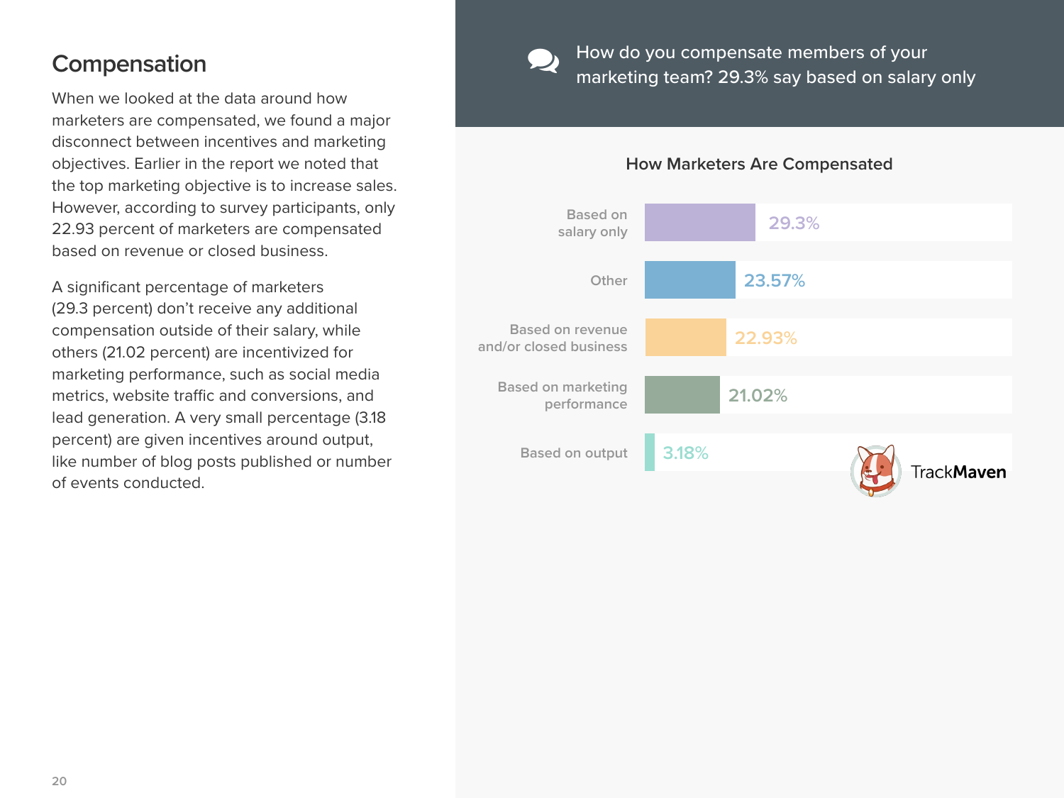## Compensation

When we looked at the data around how marketers are compensated, we found a major disconnect between incentives and marketing objectives. Earlier in the report we noted that the top marketing objective is to increase sales. However, according to survey participants, only 22.93 percent of marketers are compensated based on revenue or closed business.

A significant percentage of marketers (29.3 percent) don't receive any additional compensation outside of their salary, while others (21.02 percent) are incentivized for marketing performance, such as social media metrics, website traffic and conversions, and lead generation. A very small percentage (3.18 percent) are given incentives around output, like number of blog posts published or number of events conducted.

How do you compensate members of your marketing team? 29.3% say based on salary only

**How Marketers Are Compensated**

| Compensation | Percentage |
|---|---|
| Based on salary only | 29.3% |
| Other | 23.57% |
| Based on revenue and/or closed business | 22.93% |
| Based on marketing performance | 21.02% |
| Based on output | 3.18% |

TrackMaven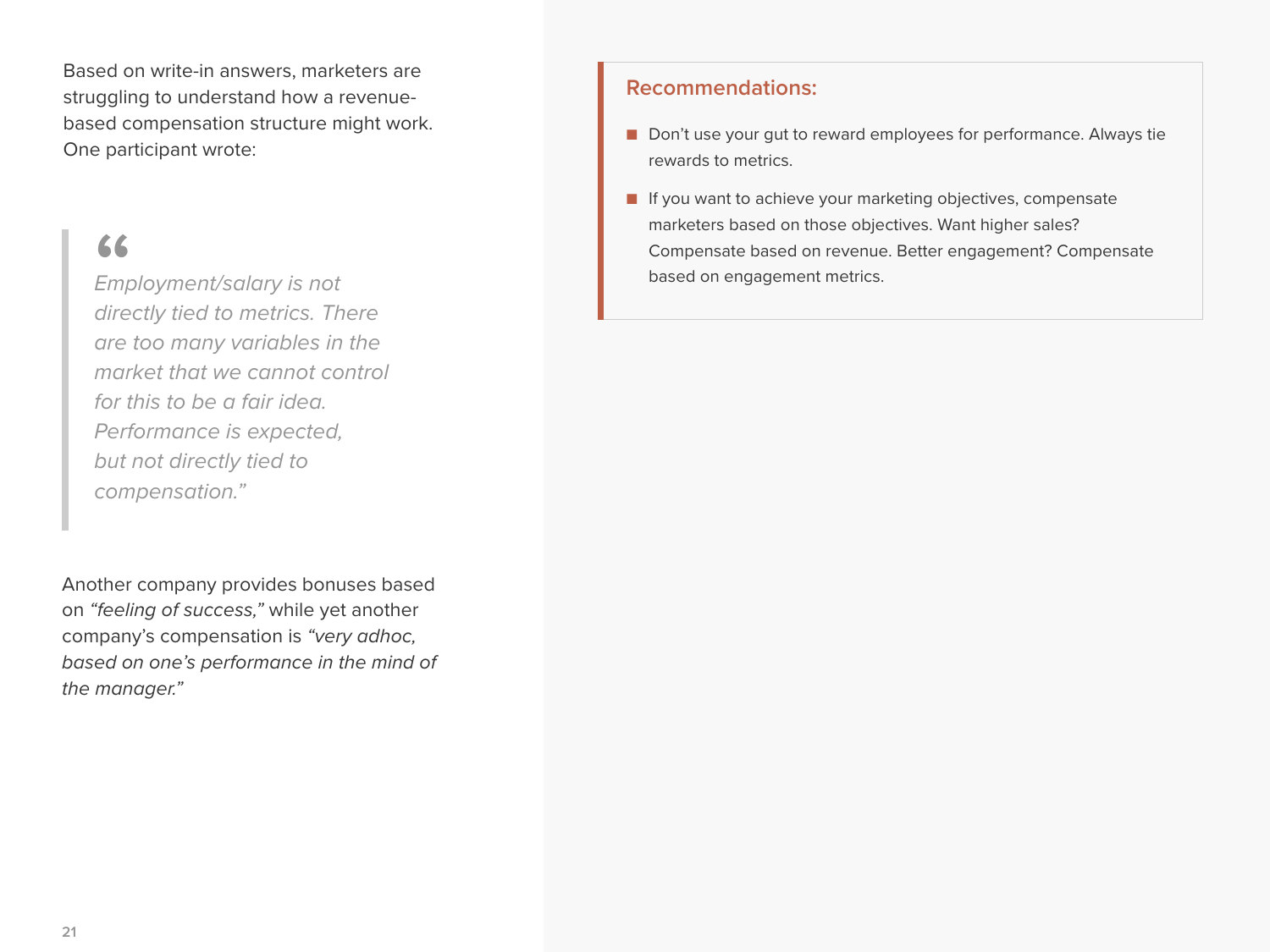Based on write-in answers, marketers are struggling to understand how a revenue-based compensation structure might work. One participant wrote:

> *"Employment/salary is not directly tied to metrics. There are too many variables in the market that we cannot control for this to be a fair idea. Performance is expected, but not directly tied to compensation."*

Another company provides bonuses based on *"feeling of success,"* while yet another company's compensation is *"very adhoc, based on one's performance in the mind of the manager."*

### Recommendations:

- Don't use your gut to reward employees for performance. Always tie rewards to metrics.
- If you want to achieve your marketing objectives, compensate marketers based on those objectives. Want higher sales? Compensate based on revenue. Better engagement? Compensate based on engagement metrics.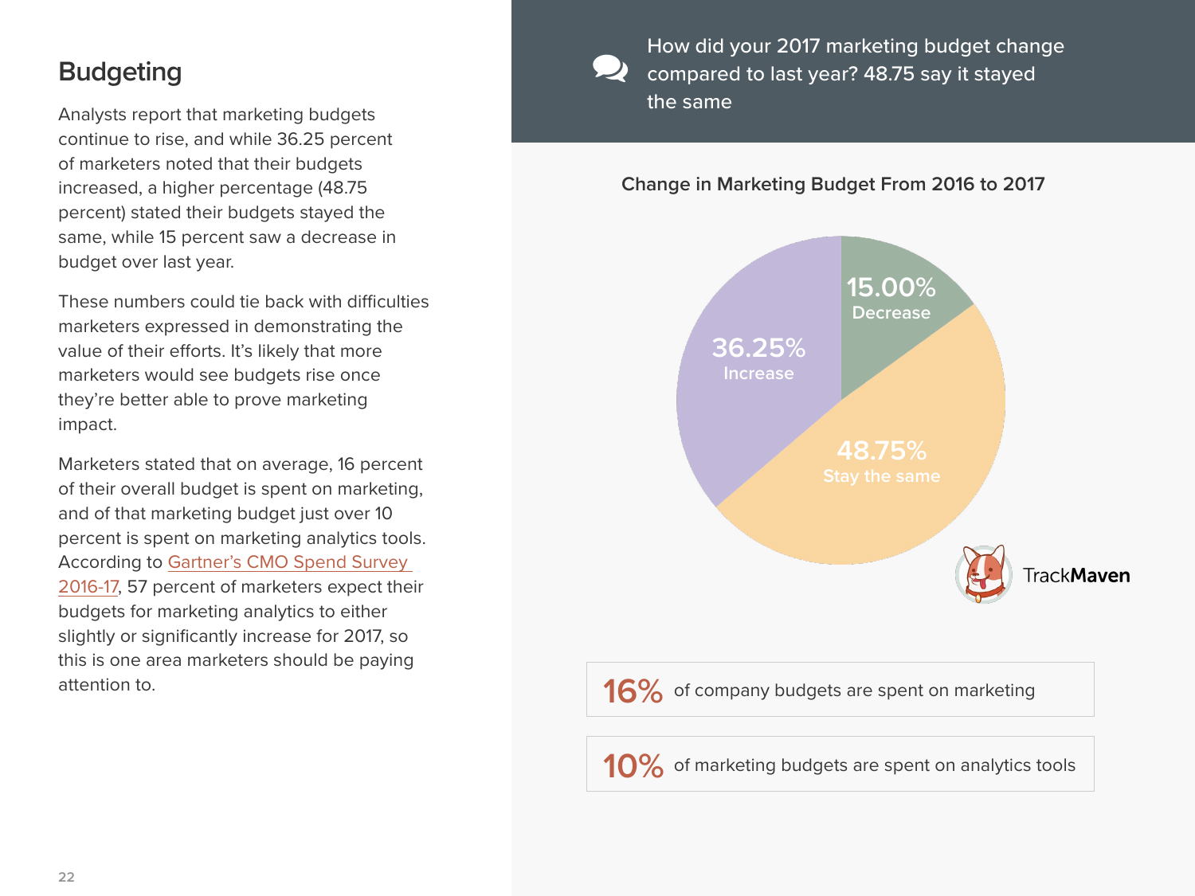## Budgeting

Analysts report that marketing budgets continue to rise, and while 36.25 percent of marketers noted that their budgets increased, a higher percentage (48.75 percent) stated their budgets stayed the same, while 15 percent saw a decrease in budget over last year.

These numbers could tie back with difficulties marketers expressed in demonstrating the value of their efforts. It's likely that more marketers would see budgets rise once they're better able to prove marketing impact.

Marketers stated that on average, 16 percent of their overall budget is spent on marketing, and of that marketing budget just over 10 percent is spent on marketing analytics tools. According to Gartner's CMO Spend Survey 2016-17, 57 percent of marketers expect their budgets for marketing analytics to either slightly or significantly increase for 2017, so this is one area marketers should be paying attention to.

How did your 2017 marketing budget change compared to last year? 48.75 say it stayed the same

**Change in Marketing Budget From 2016 to 2017**

- 15.00% Decrease
- 36.25% Increase
- 48.75% Stay the same

TrackMaven

**16%** of company budgets are spent on marketing

**10%** of marketing budgets are spent on analytics tools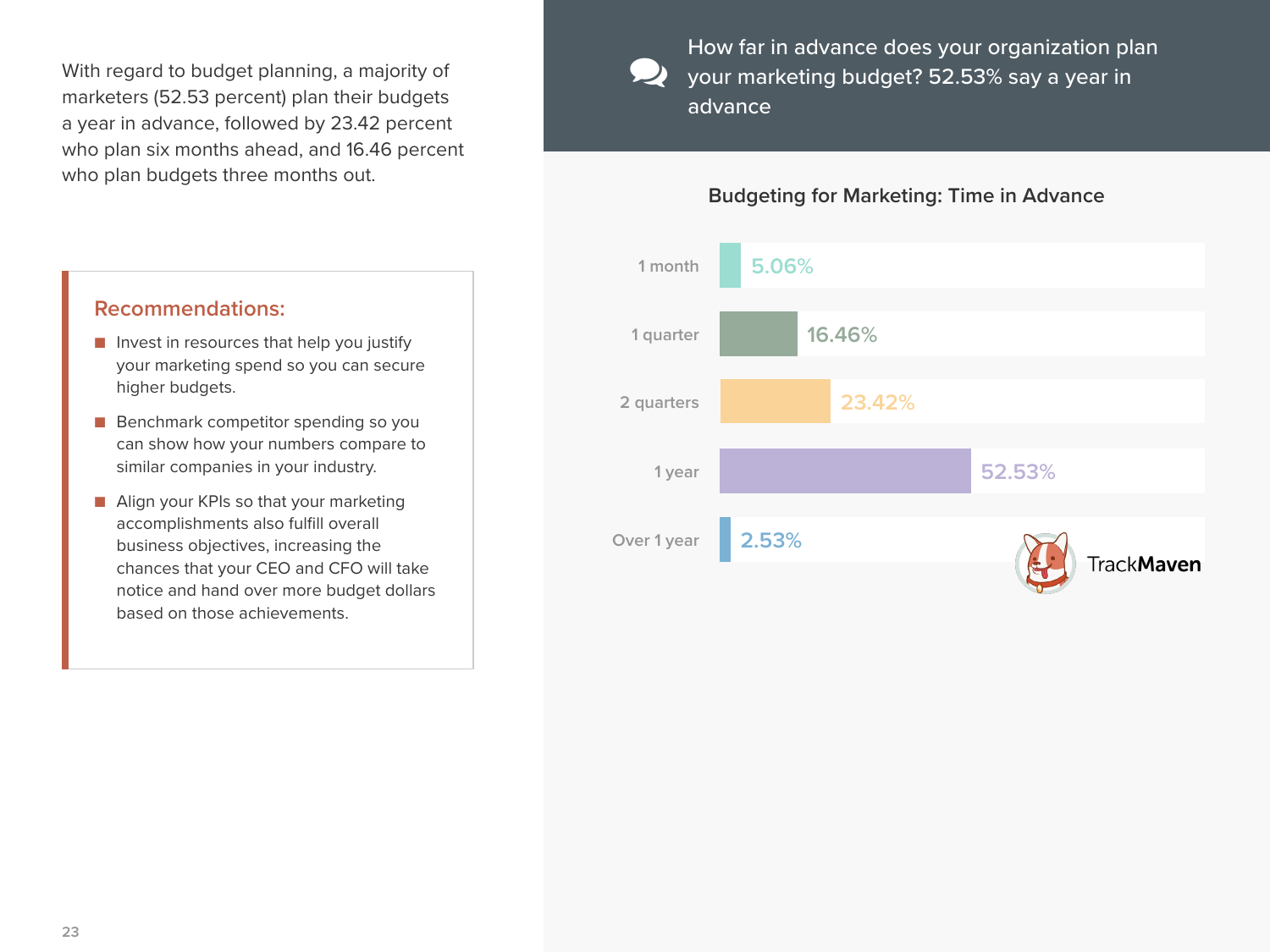With regard to budget planning, a majority of marketers (52.53 percent) plan their budgets a year in advance, followed by 23.42 percent who plan six months ahead, and 16.46 percent who plan budgets three months out.

## Recommendations:

- Invest in resources that help you justify your marketing spend so you can secure higher budgets.
- Benchmark competitor spending so you can show how your numbers compare to similar companies in your industry.
- Align your KPIs so that your marketing accomplishments also fulfill overall business objectives, increasing the chances that your CEO and CFO will take notice and hand over more budget dollars based on those achievements.

How far in advance does your organization plan your marketing budget? 52.53% say a year in advance

### Budgeting for Marketing: Time in Advance

| Time in Advance | Percentage |
|---|---|
| 1 month | 5.06% |
| 1 quarter | 16.46% |
| 2 quarters | 23.42% |
| 1 year | 52.53% |
| Over 1 year | 2.53% |

TrackMaven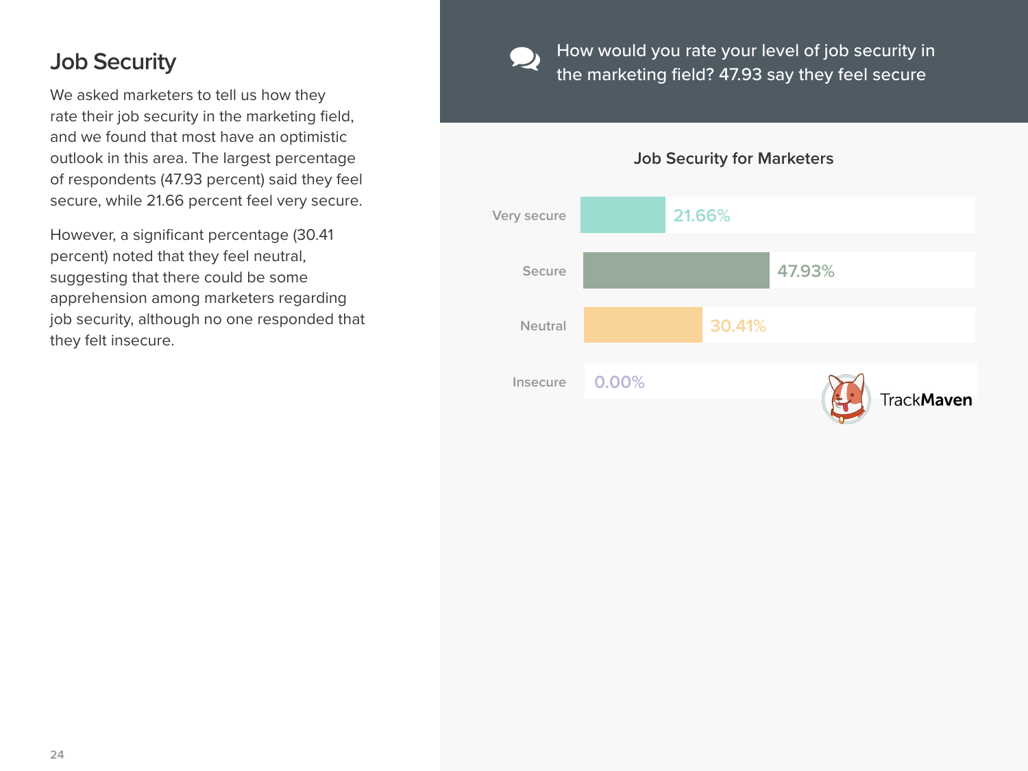## Job Security

We asked marketers to tell us how they rate their job security in the marketing field, and we found that most have an optimistic outlook in this area. The largest percentage of respondents (47.93 percent) said they feel secure, while 21.66 percent feel very secure.

However, a significant percentage (30.41 percent) noted that they feel neutral, suggesting that there could be some apprehension among marketers regarding job security, although no one responded that they felt insecure.

How would you rate your level of job security in the marketing field? 47.93 say they feel secure

**Job Security for Marketers**

| Response | Percentage |
|---|---|
| Very secure | 21.66% |
| Secure | 47.93% |
| Neutral | 30.41% |
| Insecure | 0.00% |

TrackMaven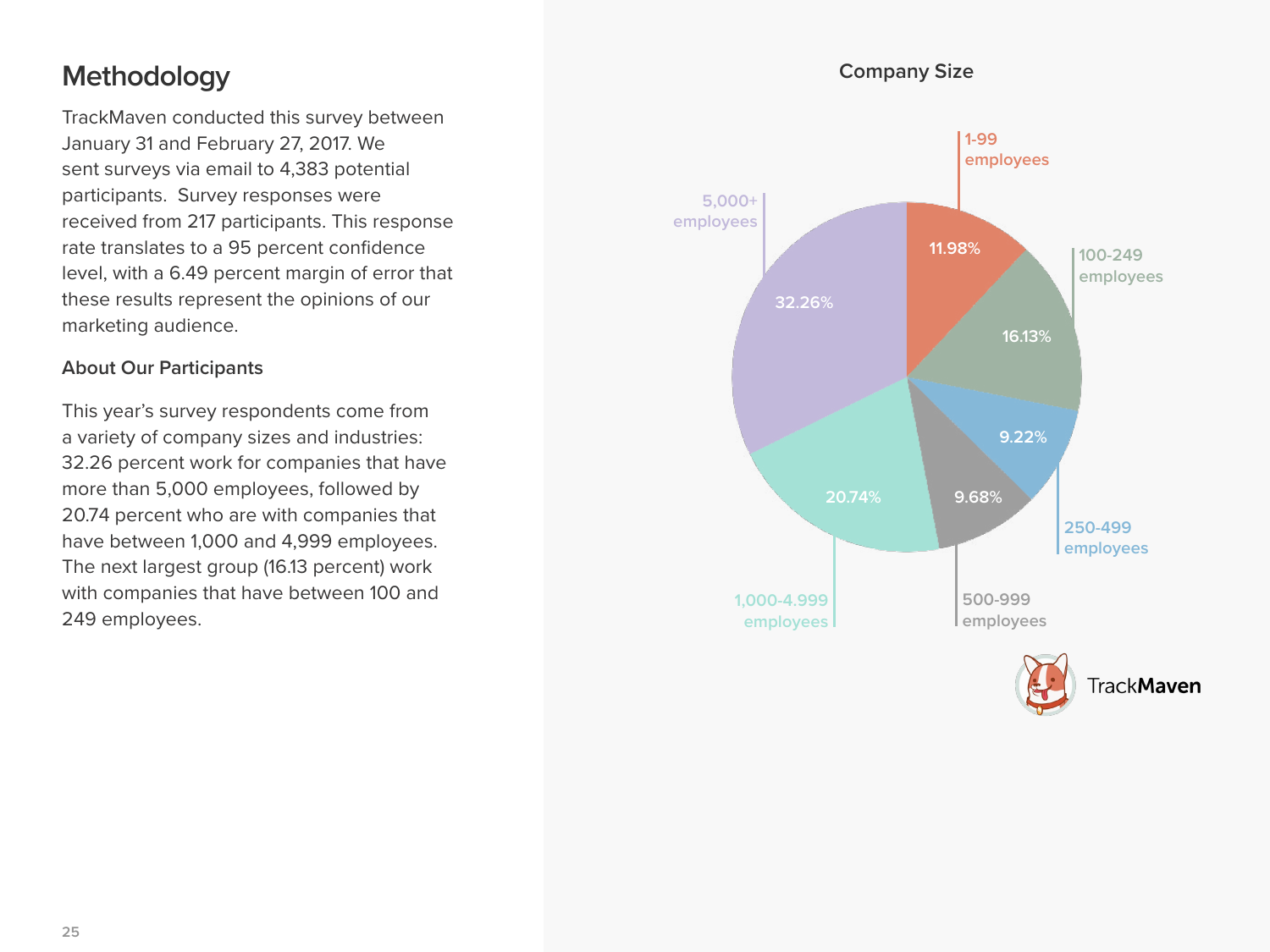# Methodology

TrackMaven conducted this survey between January 31 and February 27, 2017. We sent surveys via email to 4,383 potential participants. Survey responses were received from 217 participants. This response rate translates to a 95 percent confidence level, with a 6.49 percent margin of error that these results represent the opinions of our marketing audience.

### About Our Participants

This year's survey respondents come from a variety of company sizes and industries: 32.26 percent work for companies that have more than 5,000 employees, followed by 20.74 percent who are with companies that have between 1,000 and 4,999 employees. The next largest group (16.13 percent) work with companies that have between 100 and 249 employees.

**Company Size**

| Company Size | Percent |
|---|---|
| 1-99 employees | 11.98% |
| 100-249 employees | 16.13% |
| 250-499 employees | 9.22% |
| 500-999 employees | 9.68% |
| 1,000-4.999 employees | 20.74% |
| 5,000+ employees | 32.26% |

TrackMaven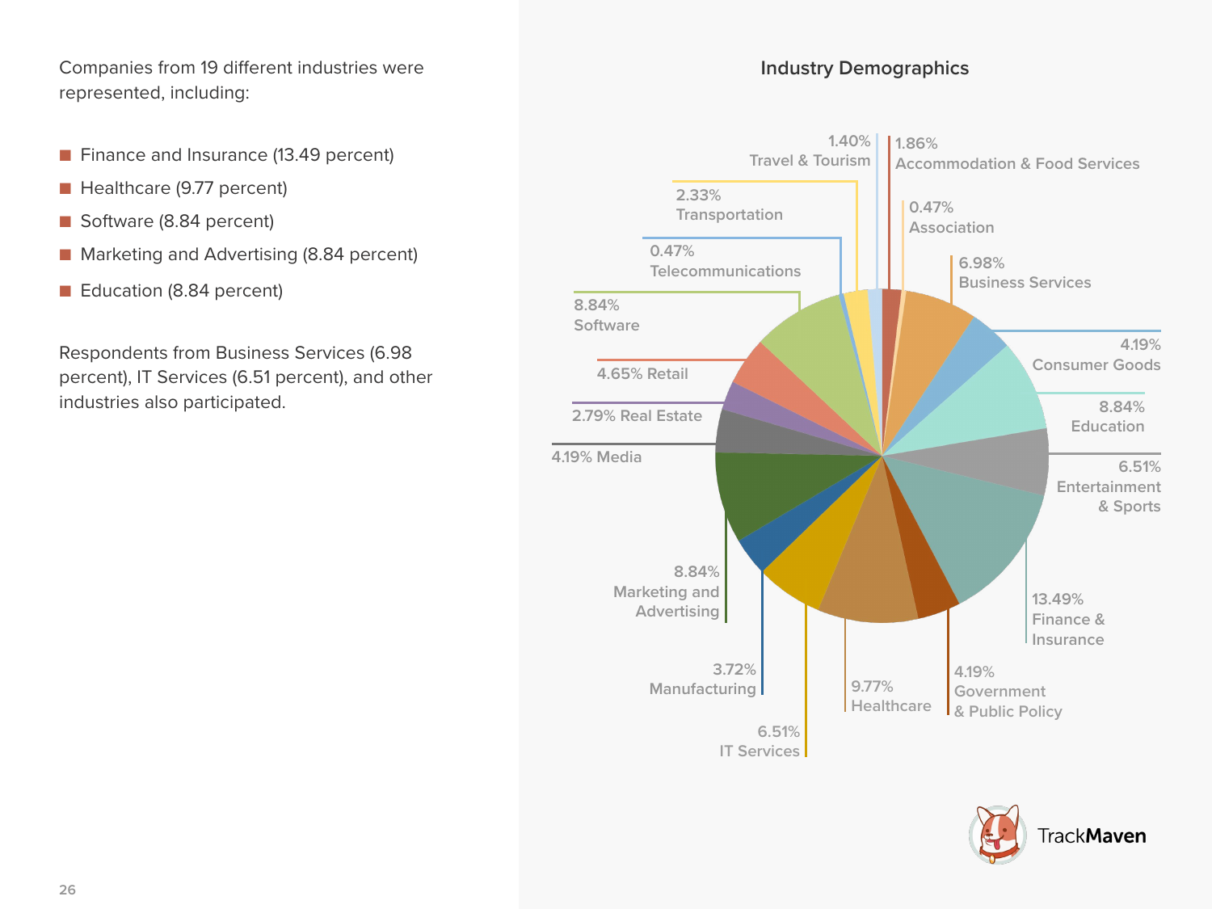Companies from 19 different industries were represented, including:

- Finance and Insurance (13.49 percent)
- Healthcare (9.77 percent)
- Software (8.84 percent)
- Marketing and Advertising (8.84 percent)
- Education (8.84 percent)

Respondents from Business Services (6.98 percent), IT Services (6.51 percent), and other industries also participated.

## Industry Demographics

| Industry | Percentage |
|---|---|
| Accommodation & Food Services | 1.86% |
| Association | 0.47% |
| Business Services | 6.98% |
| Consumer Goods | 4.19% |
| Education | 8.84% |
| Entertainment & Sports | 6.51% |
| Finance & Insurance | 13.49% |
| Government & Public Policy | 4.19% |
| Healthcare | 9.77% |
| IT Services | 6.51% |
| Manufacturing | 3.72% |
| Marketing and Advertising | 8.84% |
| Media | 4.19% |
| Real Estate | 2.79% |
| Retail | 4.65% |
| Software | 8.84% |
| Telecommunications | 0.47% |
| Transportation | 2.33% |
| Travel & Tourism | 1.40% |

TrackMaven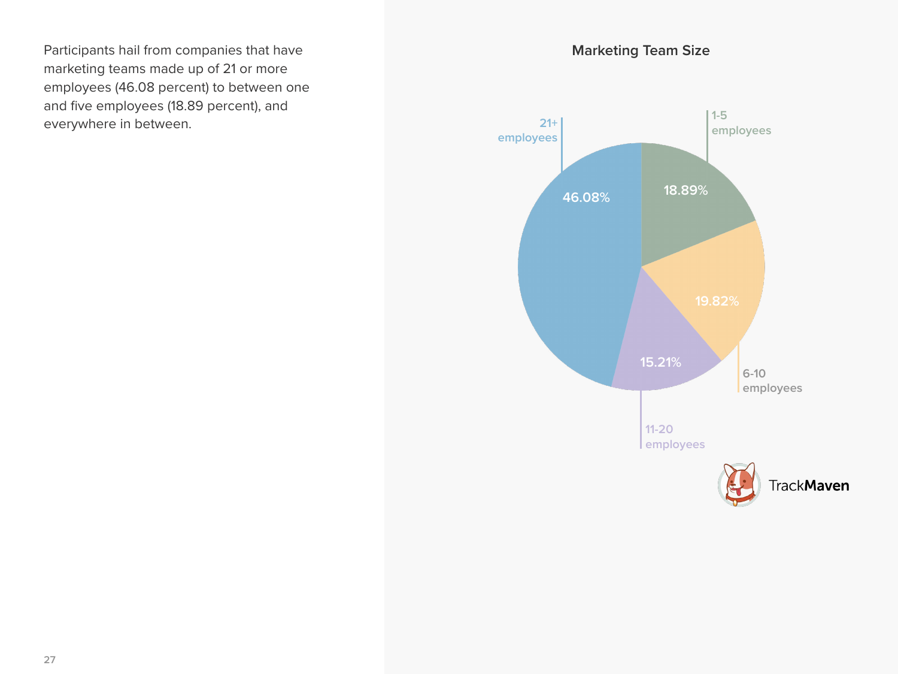Participants hail from companies that have marketing teams made up of 21 or more employees (46.08 percent) to between one and five employees (18.89 percent), and everywhere in between.

### Marketing Team Size

| Team Size | Percent |
|---|---|
| 1-5 employees | 18.89% |
| 6-10 employees | 19.82% |
| 11-20 employees | 15.21% |
| 21+ employees | 46.08% |

TrackMaven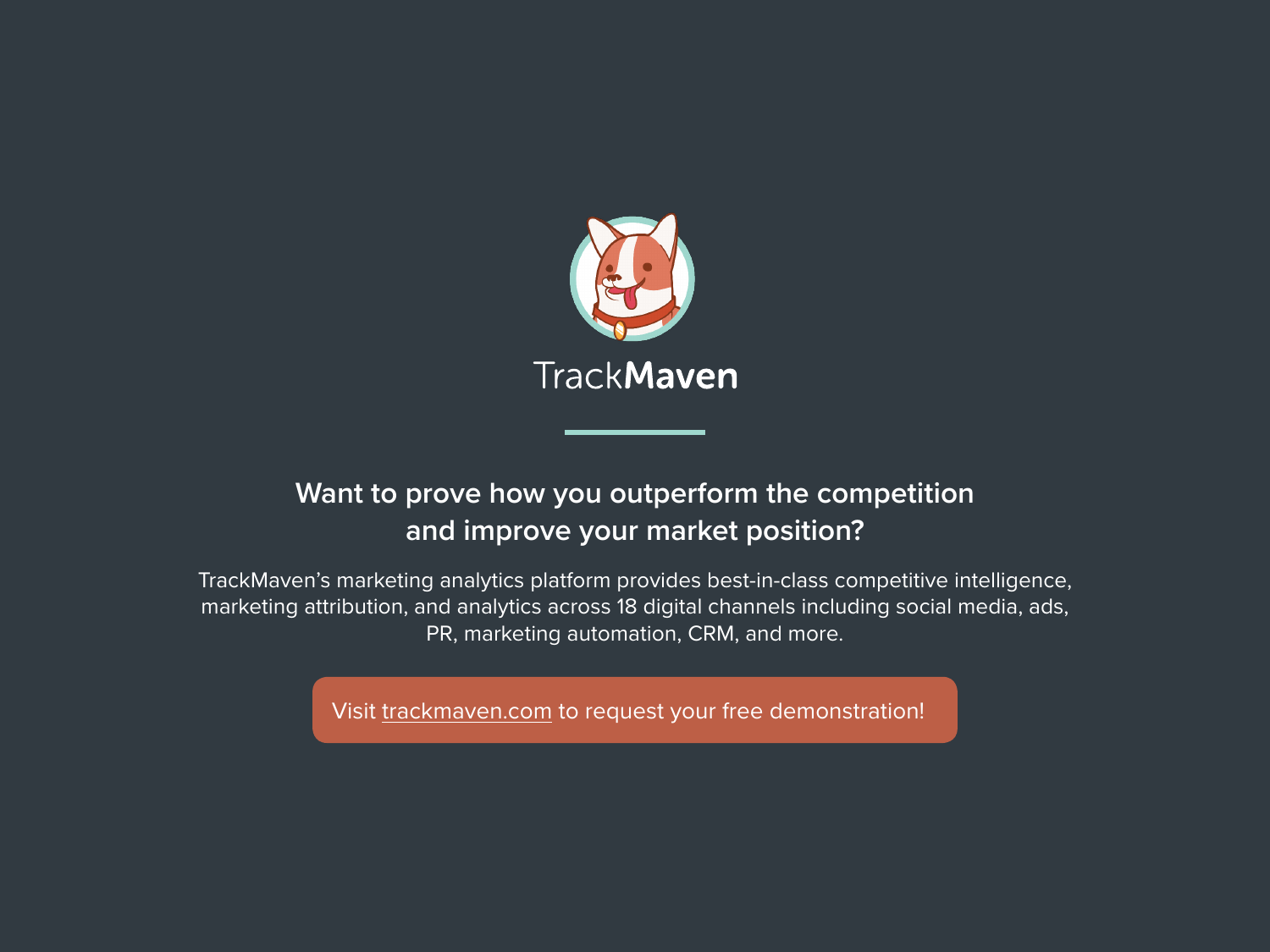TrackMaven

## Want to prove how you outperform the competition and improve your market position?

TrackMaven's marketing analytics platform provides best-in-class competitive intelligence, marketing attribution, and analytics across 18 digital channels including social media, ads, PR, marketing automation, CRM, and more.

Visit trackmaven.com to request your free demonstration!